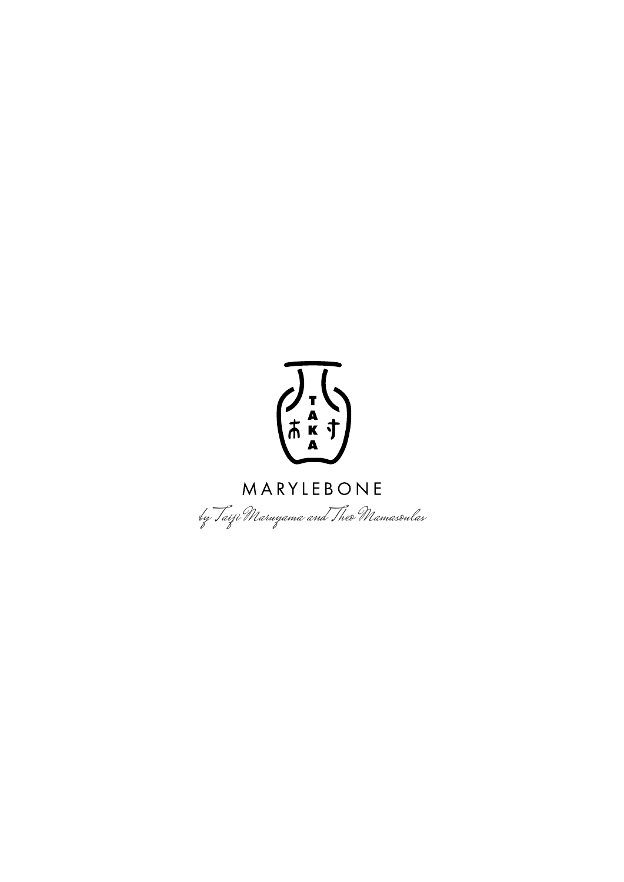TAKA

MARYLEBONE

*by Taiji Maruyama and Theo Mamasoulas*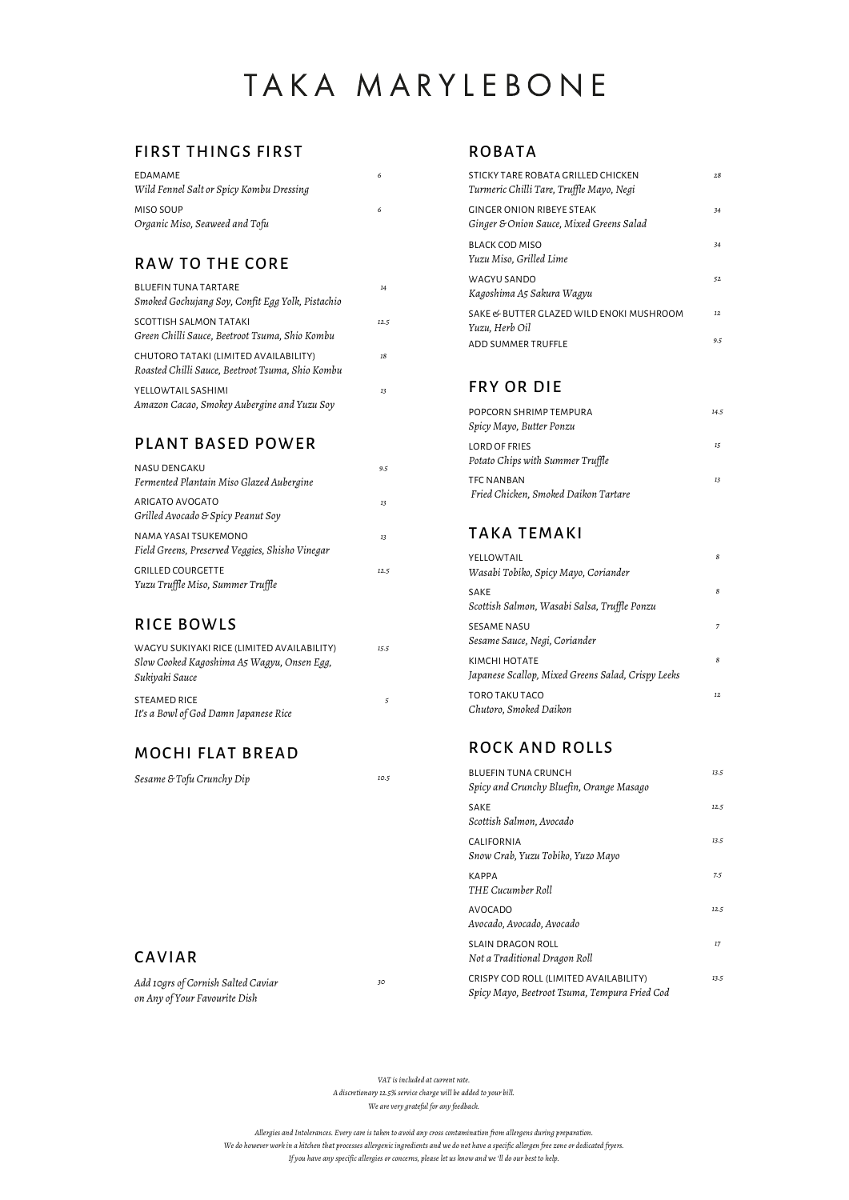# TAKA MARYLEBONE

## FIRST THINGS FIRST

EDAMAME — 6
*Wild Fennel Salt or Spicy Kombu Dressing*

MISO SOUP — 6
*Organic Miso, Seaweed and Tofu*

## RAW TO THE CORE

BLUEFIN TUNA TARTARE — 14
*Smoked Gochujang Soy, Confit Egg Yolk, Pistachio*

SCOTTISH SALMON TATAKI — 12.5
*Green Chilli Sauce, Beetroot Tsuma, Shio Kombu*

CHUTORO TATAKI (LIMITED AVAILABILITY) — 18
*Roasted Chilli Sauce, Beetroot Tsuma, Shio Kombu*

YELLOWTAIL SASHIMI — 13
*Amazon Cacao, Smokey Aubergine and Yuzu Soy*

## PLANT BASED POWER

NASU DENGAKU — 9.5
*Fermented Plantain Miso Glazed Aubergine*

ARIGATO AVOGATO — 13
*Grilled Avocado & Spicy Peanut Soy*

NAMA YASAI TSUKEMONO — 13
*Field Greens, Preserved Veggies, Shisho Vinegar*

GRILLED COURGETTE — 12.5
*Yuzu Truffle Miso, Summer Truffle*

## RICE BOWLS

WAGYU SUKIYAKI RICE (LIMITED AVAILABILITY) — 15.5
*Slow Cooked Kagoshima A5 Wagyu, Onsen Egg, Sukiyaki Sauce*

STEAMED RICE — 5
*It's a Bowl of God Damn Japanese Rice*

## MOCHI FLAT BREAD

*Sesame & Tofu Crunchy Dip* — 10.5

## CAVIAR

*Add 10grs of Cornish Salted Caviar on Any of Your Favourite Dish* — 30

## ROBATA

STICKY TARE ROBATA GRILLED CHICKEN — 28
*Turmeric Chilli Tare, Truffle Mayo, Negi*

GINGER ONION RIBEYE STEAK — 34
*Ginger & Onion Sauce, Mixed Greens Salad*

BLACK COD MISO — 34
*Yuzu Miso, Grilled Lime*

WAGYU SANDO — 52
*Kagoshima A5 Sakura Wagyu*

SAKE & BUTTER GLAZED WILD ENOKI MUSHROOM — 12
*Yuzu, Herb Oil*

ADD SUMMER TRUFFLE — 9.5

## FRY OR DIE

POPCORN SHRIMP TEMPURA — 14.5
*Spicy Mayo, Butter Ponzu*

LORD OF FRIES — 15
*Potato Chips with Summer Truffle*

TFC NANBAN — 13
*Fried Chicken, Smoked Daikon Tartare*

## TAKA TEMAKI

YELLOWTAIL — 8
*Wasabi Tobiko, Spicy Mayo, Coriander*

SAKE — 8
*Scottish Salmon, Wasabi Salsa, Truffle Ponzu*

SESAME NASU — 7
*Sesame Sauce, Negi, Coriander*

KIMCHI HOTATE — 8
*Japanese Scallop, Mixed Greens Salad, Crispy Leeks*

TORO TAKU TACO — 12
*Chutoro, Smoked Daikon*

## ROCK AND ROLLS

BLUEFIN TUNA CRUNCH — 13.5
*Spicy and Crunchy Bluefin, Orange Masago*

SAKE — 12.5
*Scottish Salmon, Avocado*

CALIFORNIA — 13.5
*Snow Crab, Yuzu Tobiko, Yuzo Mayo*

KAPPA — 7.5
*THE Cucumber Roll*

AVOCADO — 12.5
*Avocado, Avocado, Avocado*

SLAIN DRAGON ROLL — 17
*Not a Traditional Dragon Roll*

CRISPY COD ROLL (LIMITED AVAILABILITY) — 13.5
*Spicy Mayo, Beetroot Tsuma, Tempura Fried Cod*

*VAT is included at current rate.*
*A discretionary 12.5% service charge will be added to your bill.*
*We are very grateful for any feedback.*

*Allergies and Intolerances. Every care is taken to avoid any cross contamination from allergens during preparation.*
*We do however work in a kitchen that processes allergenic ingredients and we do not have a specific allergen free zone or dedicated fryers.*
*If you have any specific allergies or concerns, please let us know and we 'll do our best to help.*